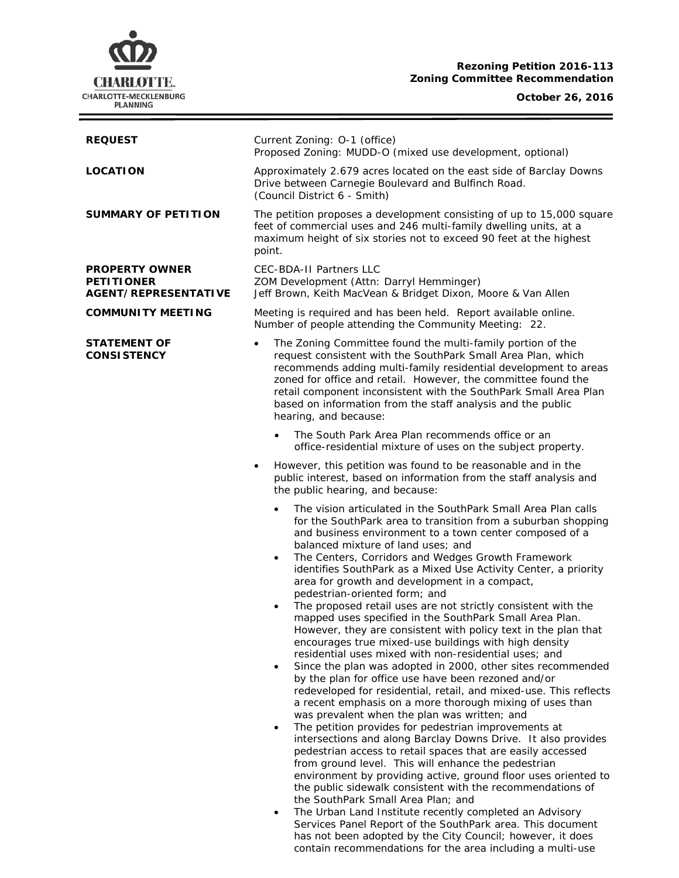**Rezoning Petition 2016-113**
**Zoning Committee Recommendation**

**October 26, 2016**

| | |
|---|---|
| **REQUEST** | Current Zoning: O-1 (office)<br>Proposed Zoning: MUDD-O (mixed use development, optional) |
| **LOCATION** | Approximately 2.679 acres located on the east side of Barclay Downs Drive between Carnegie Boulevard and Bulfinch Road.<br>(Council District 6 - Smith) |
| **SUMMARY OF PETITION** | The petition proposes a development consisting of up to 15,000 square feet of commercial uses and 246 multi-family dwelling units, at a maximum height of six stories not to exceed 90 feet at the highest point. |
| **PROPERTY OWNER**<br>**PETITIONER**<br>**AGENT/REPRESENTATIVE** | CEC-BDA-II Partners LLC<br>ZOM Development (Attn: Darryl Hemminger)<br>Jeff Brown, Keith MacVean & Bridget Dixon, Moore & Van Allen |
| **COMMUNITY MEETING** | Meeting is required and has been held. Report available online.<br>Number of people attending the Community Meeting: 22. |

**STATEMENT OF CONSISTENCY**

- The Zoning Committee found the multi-family portion of the request consistent with the SouthPark Small Area Plan, which recommends adding multi-family residential development to areas zoned for office and retail. However, the committee found the retail component inconsistent with the SouthPark Small Area Plan based on information from the staff analysis and the public hearing, and because:
  - The South Park Area Plan recommends office or an office-residential mixture of uses on the subject property.
- However, this petition was found to be reasonable and in the public interest, based on information from the staff analysis and the public hearing, and because:
  - The vision articulated in the SouthPark Small Area Plan calls for the SouthPark area to transition from a suburban shopping and business environment to a town center composed of a balanced mixture of land uses; and
  - The Centers, Corridors and Wedges Growth Framework identifies SouthPark as a Mixed Use Activity Center, a priority area for growth and development in a compact, pedestrian-oriented form; and
  - The proposed retail uses are not strictly consistent with the mapped uses specified in the SouthPark Small Area Plan. However, they are consistent with policy text in the plan that encourages true mixed-use buildings with high density residential uses mixed with non-residential uses; and
  - Since the plan was adopted in 2000, other sites recommended by the plan for office use have been rezoned and/or redeveloped for residential, retail, and mixed-use. This reflects a recent emphasis on a more thorough mixing of uses than was prevalent when the plan was written; and
  - The petition provides for pedestrian improvements at intersections and along Barclay Downs Drive. It also provides pedestrian access to retail spaces that are easily accessed from ground level. This will enhance the pedestrian environment by providing active, ground floor uses oriented to the public sidewalk consistent with the recommendations of the SouthPark Small Area Plan; and
  - The Urban Land Institute recently completed an Advisory Services Panel Report of the SouthPark area. This document has not been adopted by the City Council; however, it does contain recommendations for the area including a multi-use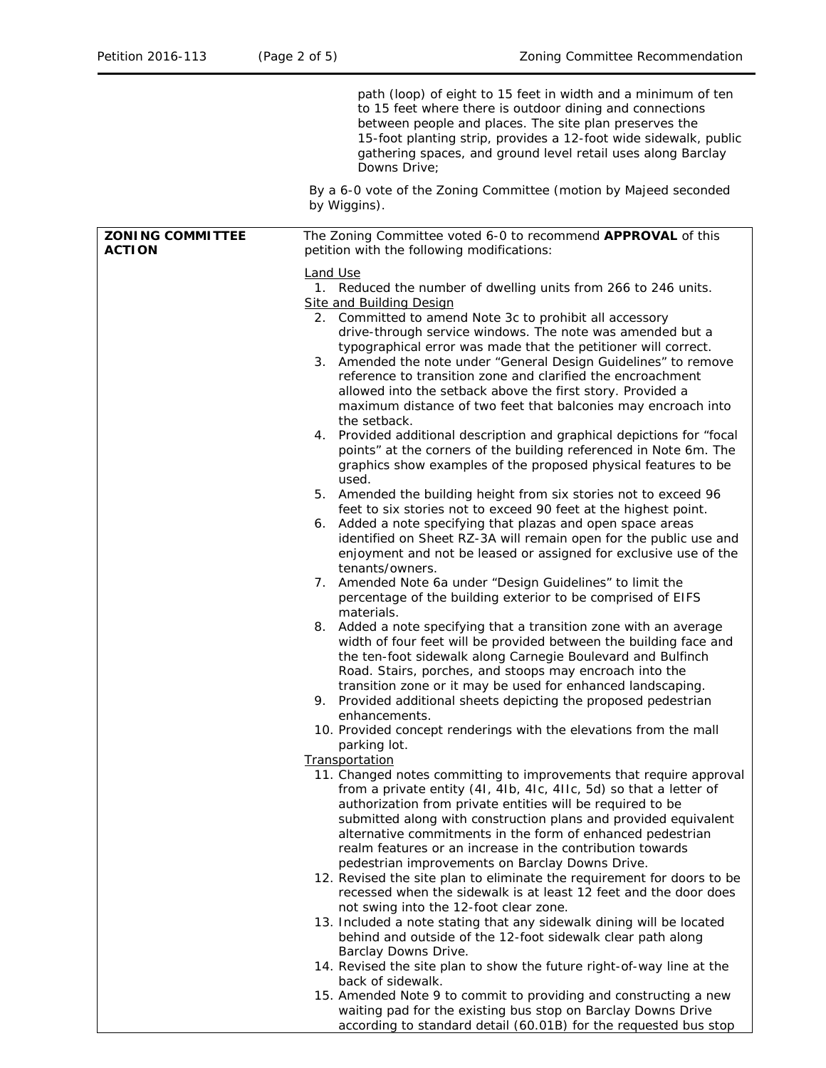path (loop) of eight to 15 feet in width and a minimum of ten to 15 feet where there is outdoor dining and connections between people and places. The site plan preserves the 15-foot planting strip, provides a 12-foot wide sidewalk, public gathering spaces, and ground level retail uses along Barclay Downs Drive;

By a 6-0 vote of the Zoning Committee (motion by Majeed seconded by Wiggins).

| **ZONING COMMITTEE ACTION** | The Zoning Committee voted 6-0 to recommend **APPROVAL** of this petition with the following modifications: |
|---|---|

Land Use

1. Reduced the number of dwelling units from 266 to 246 units.

Site and Building Design

2. Committed to amend Note 3c to prohibit all accessory drive-through service windows. The note was amended but a typographical error was made that the petitioner will correct.
3. Amended the note under "General Design Guidelines" to remove reference to transition zone and clarified the encroachment allowed into the setback above the first story. Provided a maximum distance of two feet that balconies may encroach into the setback.
4. Provided additional description and graphical depictions for "focal points" at the corners of the building referenced in Note 6m. The graphics show examples of the proposed physical features to be used.
5. Amended the building height from six stories not to exceed 96 feet to six stories not to exceed 90 feet at the highest point.
6. Added a note specifying that plazas and open space areas identified on Sheet RZ-3A will remain open for the public use and enjoyment and not be leased or assigned for exclusive use of the tenants/owners.
7. Amended Note 6a under "Design Guidelines" to limit the percentage of the building exterior to be comprised of EIFS materials.
8. Added a note specifying that a transition zone with an average width of four feet will be provided between the building face and the ten-foot sidewalk along Carnegie Boulevard and Bulfinch Road. Stairs, porches, and stoops may encroach into the transition zone or it may be used for enhanced landscaping.
9. Provided additional sheets depicting the proposed pedestrian enhancements.
10. Provided concept renderings with the elevations from the mall parking lot.

Transportation

11. Changed notes committing to improvements that require approval from a private entity (4I, 4Ib, 4Ic, 4IIc, 5d) so that a letter of authorization from private entities will be required to be submitted along with construction plans and provided equivalent alternative commitments in the form of enhanced pedestrian realm features or an increase in the contribution towards pedestrian improvements on Barclay Downs Drive.
12. Revised the site plan to eliminate the requirement for doors to be recessed when the sidewalk is at least 12 feet and the door does not swing into the 12-foot clear zone.
13. Included a note stating that any sidewalk dining will be located behind and outside of the 12-foot sidewalk clear path along Barclay Downs Drive.
14. Revised the site plan to show the future right-of-way line at the back of sidewalk.
15. Amended Note 9 to commit to providing and constructing a new waiting pad for the existing bus stop on Barclay Downs Drive according to standard detail (60.01B) for the requested bus stop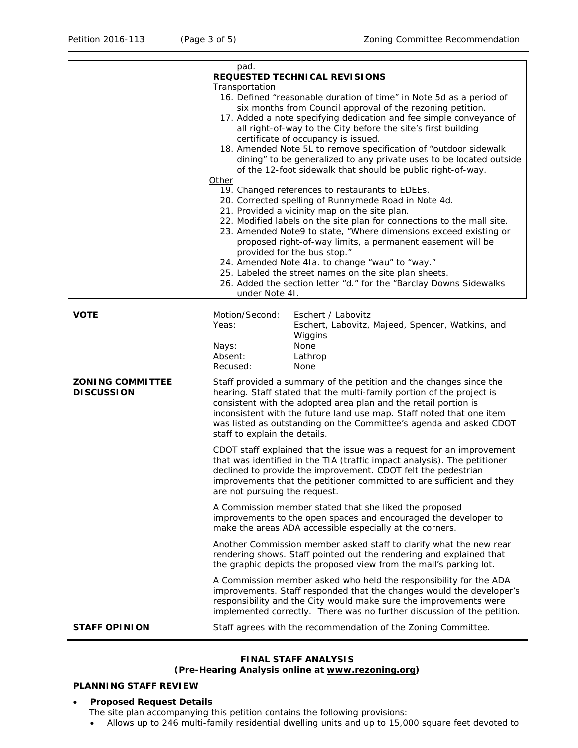pad.

**REQUESTED TECHNICAL REVISIONS**

Transportation

16. Defined "reasonable duration of time" in Note 5d as a period of six months from Council approval of the rezoning petition.
17. Added a note specifying dedication and fee simple conveyance of all right-of-way to the City before the site's first building certificate of occupancy is issued.
18. Amended Note 5L to remove specification of "outdoor sidewalk dining" to be generalized to any private uses to be located outside of the 12-foot sidewalk that should be public right-of-way.

Other

19. Changed references to restaurants to EDEEs.
20. Corrected spelling of Runnymede Road in Note 4d.
21. Provided a vicinity map on the site plan.
22. Modified labels on the site plan for connections to the mall site.
23. Amended Note9 to state, "Where dimensions exceed existing or proposed right-of-way limits, a permanent easement will be provided for the bus stop."
24. Amended Note 4Ia. to change "wau" to "way."
25. Labeled the street names on the site plan sheets.
26. Added the section letter "d." for the "Barclay Downs Sidewalks under Note 4I.

**VOTE**

| | |
|---|---|
| Motion/Second: | Eschert / Labovitz |
| Yeas: | Eschert, Labovitz, Majeed, Spencer, Watkins, and Wiggins |
| Nays: | None |
| Absent: | Lathrop |
| Recused: | None |

**ZONING COMMITTEE DISCUSSION**

Staff provided a summary of the petition and the changes since the hearing. Staff stated that the multi-family portion of the project is consistent with the adopted area plan and the retail portion is inconsistent with the future land use map. Staff noted that one item was listed as outstanding on the Committee's agenda and asked CDOT staff to explain the details.

CDOT staff explained that the issue was a request for an improvement that was identified in the TIA (traffic impact analysis). The petitioner declined to provide the improvement. CDOT felt the pedestrian improvements that the petitioner committed to are sufficient and they are not pursuing the request.

A Commission member stated that she liked the proposed improvements to the open spaces and encouraged the developer to make the areas ADA accessible especially at the corners.

Another Commission member asked staff to clarify what the new rear rendering shows. Staff pointed out the rendering and explained that the graphic depicts the proposed view from the mall's parking lot.

A Commission member asked who held the responsibility for the ADA improvements. Staff responded that the changes would the developer's responsibility and the City would make sure the improvements were implemented correctly. There was no further discussion of the petition.

**STAFF OPINION**

Staff agrees with the recommendation of the Zoning Committee.

**FINAL STAFF ANALYSIS**
**(Pre-Hearing Analysis online at www.rezoning.org)**

**PLANNING STAFF REVIEW**

- ***Proposed Request Details***

  The site plan accompanying this petition contains the following provisions:

  - Allows up to 246 multi-family residential dwelling units and up to 15,000 square feet devoted to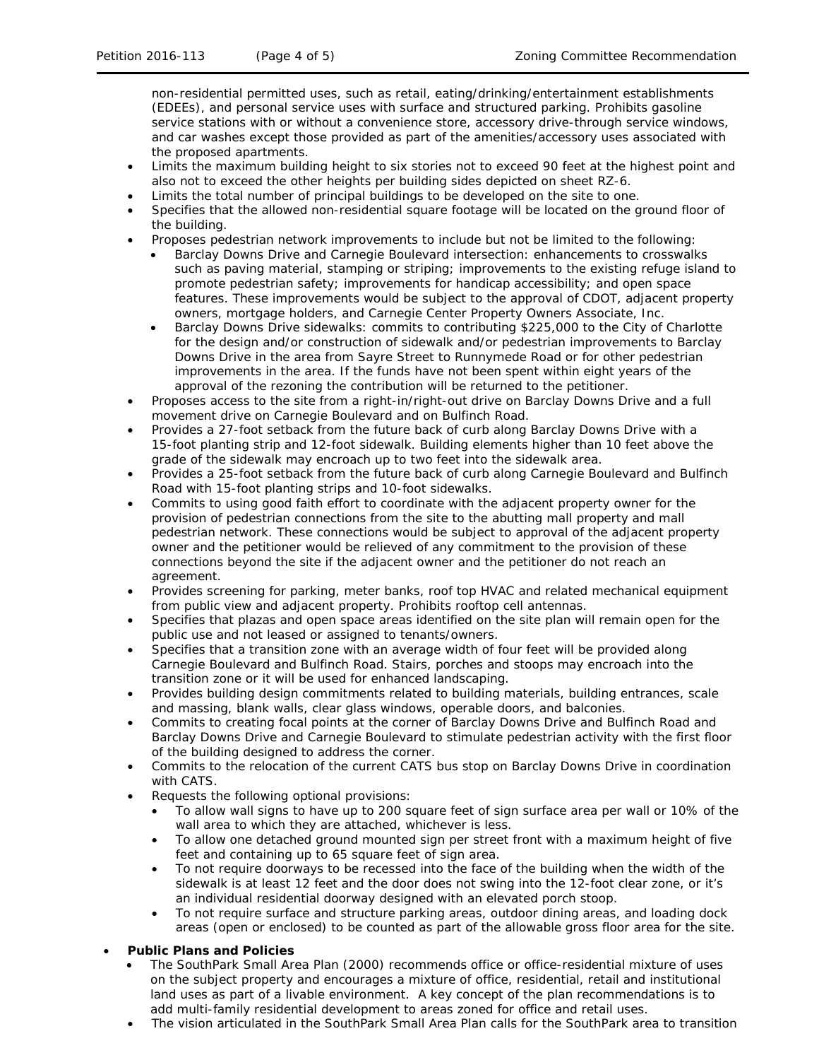non-residential permitted uses, such as retail, eating/drinking/entertainment establishments (EDEEs), and personal service uses with surface and structured parking. Prohibits gasoline service stations with or without a convenience store, accessory drive-through service windows, and car washes except those provided as part of the amenities/accessory uses associated with the proposed apartments.

- Limits the maximum building height to six stories not to exceed 90 feet at the highest point and also not to exceed the other heights per building sides depicted on sheet RZ-6.
- Limits the total number of principal buildings to be developed on the site to one.
- Specifies that the allowed non-residential square footage will be located on the ground floor of the building.
- Proposes pedestrian network improvements to include but not be limited to the following:
  - Barclay Downs Drive and Carnegie Boulevard intersection: enhancements to crosswalks such as paving material, stamping or striping; improvements to the existing refuge island to promote pedestrian safety; improvements for handicap accessibility; and open space features. These improvements would be subject to the approval of CDOT, adjacent property owners, mortgage holders, and Carnegie Center Property Owners Associate, Inc.
  - Barclay Downs Drive sidewalks: commits to contributing $225,000 to the City of Charlotte for the design and/or construction of sidewalk and/or pedestrian improvements to Barclay Downs Drive in the area from Sayre Street to Runnymede Road or for other pedestrian improvements in the area. If the funds have not been spent within eight years of the approval of the rezoning the contribution will be returned to the petitioner.
- Proposes access to the site from a right-in/right-out drive on Barclay Downs Drive and a full movement drive on Carnegie Boulevard and on Bulfinch Road.
- Provides a 27-foot setback from the future back of curb along Barclay Downs Drive with a 15-foot planting strip and 12-foot sidewalk. Building elements higher than 10 feet above the grade of the sidewalk may encroach up to two feet into the sidewalk area.
- Provides a 25-foot setback from the future back of curb along Carnegie Boulevard and Bulfinch Road with 15-foot planting strips and 10-foot sidewalks.
- Commits to using good faith effort to coordinate with the adjacent property owner for the provision of pedestrian connections from the site to the abutting mall property and mall pedestrian network. These connections would be subject to approval of the adjacent property owner and the petitioner would be relieved of any commitment to the provision of these connections beyond the site if the adjacent owner and the petitioner do not reach an agreement.
- Provides screening for parking, meter banks, roof top HVAC and related mechanical equipment from public view and adjacent property. Prohibits rooftop cell antennas.
- Specifies that plazas and open space areas identified on the site plan will remain open for the public use and not leased or assigned to tenants/owners.
- Specifies that a transition zone with an average width of four feet will be provided along Carnegie Boulevard and Bulfinch Road. Stairs, porches and stoops may encroach into the transition zone or it will be used for enhanced landscaping.
- Provides building design commitments related to building materials, building entrances, scale and massing, blank walls, clear glass windows, operable doors, and balconies.
- Commits to creating focal points at the corner of Barclay Downs Drive and Bulfinch Road and Barclay Downs Drive and Carnegie Boulevard to stimulate pedestrian activity with the first floor of the building designed to address the corner.
- Commits to the relocation of the current CATS bus stop on Barclay Downs Drive in coordination with CATS.
- Requests the following optional provisions:
  - To allow wall signs to have up to 200 square feet of sign surface area per wall or 10% of the wall area to which they are attached, whichever is less.
  - To allow one detached ground mounted sign per street front with a maximum height of five feet and containing up to 65 square feet of sign area.
  - To not require doorways to be recessed into the face of the building when the width of the sidewalk is at least 12 feet and the door does not swing into the 12-foot clear zone, or it's an individual residential doorway designed with an elevated porch stoop.
  - To not require surface and structure parking areas, outdoor dining areas, and loading dock areas (open or enclosed) to be counted as part of the allowable gross floor area for the site.

- **Public Plans and Policies**
  - The SouthPark Small Area Plan (2000) recommends office or office-residential mixture of uses on the subject property and encourages a mixture of office, residential, retail and institutional land uses as part of a livable environment. A key concept of the plan recommendations is to add multi-family residential development to areas zoned for office and retail uses.
  - The vision articulated in the SouthPark Small Area Plan calls for the SouthPark area to transition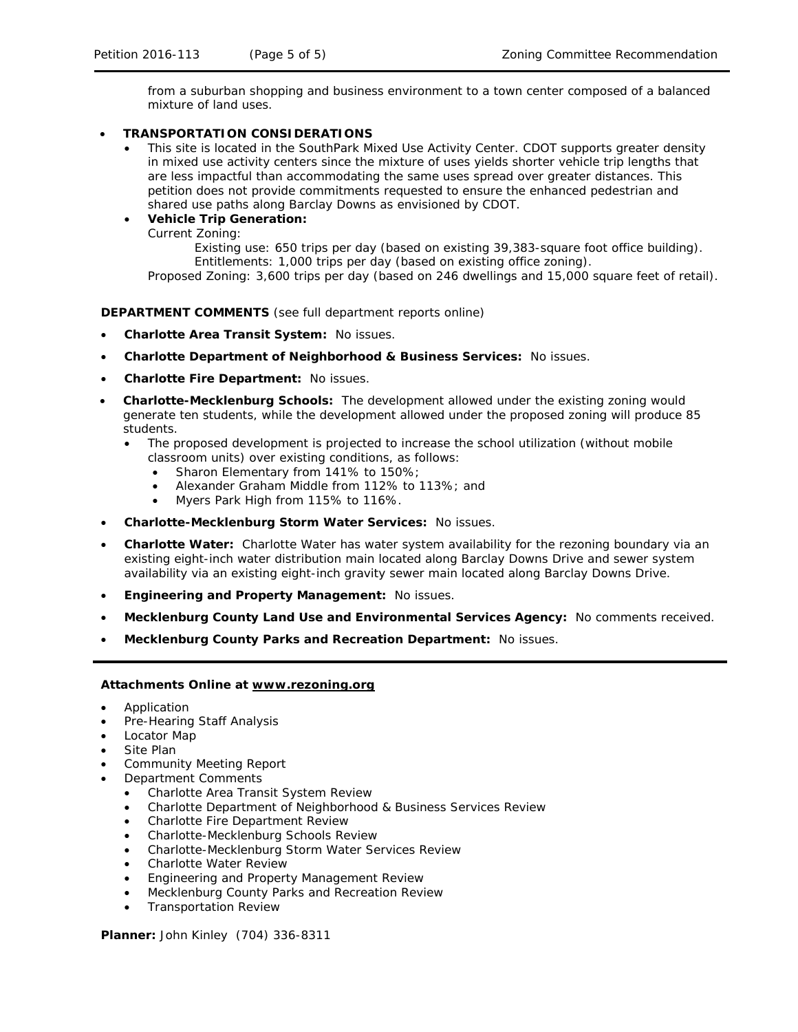from a suburban shopping and business environment to a town center composed of a balanced mixture of land uses.

- **TRANSPORTATION CONSIDERATIONS**
  - This site is located in the SouthPark Mixed Use Activity Center. CDOT supports greater density in mixed use activity centers since the mixture of uses yields shorter vehicle trip lengths that are less impactful than accommodating the same uses spread over greater distances. This petition does not provide commitments requested to ensure the enhanced pedestrian and shared use paths along Barclay Downs as envisioned by CDOT.
  - **Vehicle Trip Generation:**

    Current Zoning:

    Existing use: 650 trips per day (based on existing 39,383-square foot office building).

    Entitlements: 1,000 trips per day (based on existing office zoning).

    Proposed Zoning: 3,600 trips per day (based on 246 dwellings and 15,000 square feet of retail).

**DEPARTMENT COMMENTS** (see full department reports online)

- **Charlotte Area Transit System:** No issues.
- **Charlotte Department of Neighborhood & Business Services:** No issues.
- **Charlotte Fire Department:** No issues.
- **Charlotte-Mecklenburg Schools:** The development allowed under the existing zoning would generate ten students, while the development allowed under the proposed zoning will produce 85 students.
  - The proposed development is projected to increase the school utilization (without mobile classroom units) over existing conditions, as follows:
    - Sharon Elementary from 141% to 150%;
    - Alexander Graham Middle from 112% to 113%; and
    - Myers Park High from 115% to 116%.
- **Charlotte-Mecklenburg Storm Water Services:** No issues.
- **Charlotte Water:** Charlotte Water has water system availability for the rezoning boundary via an existing eight-inch water distribution main located along Barclay Downs Drive and sewer system availability via an existing eight-inch gravity sewer main located along Barclay Downs Drive.
- **Engineering and Property Management:** No issues.
- **Mecklenburg County Land Use and Environmental Services Agency:** No comments received.
- **Mecklenburg County Parks and Recreation Department:** No issues.

**Attachments Online at www.rezoning.org**

- Application
- Pre-Hearing Staff Analysis
- Locator Map
- Site Plan
- Community Meeting Report
- Department Comments
  - Charlotte Area Transit System Review
  - Charlotte Department of Neighborhood & Business Services Review
  - Charlotte Fire Department Review
  - Charlotte-Mecklenburg Schools Review
  - Charlotte-Mecklenburg Storm Water Services Review
  - Charlotte Water Review
  - Engineering and Property Management Review
  - Mecklenburg County Parks and Recreation Review
  - Transportation Review

**Planner:** John Kinley (704) 336-8311